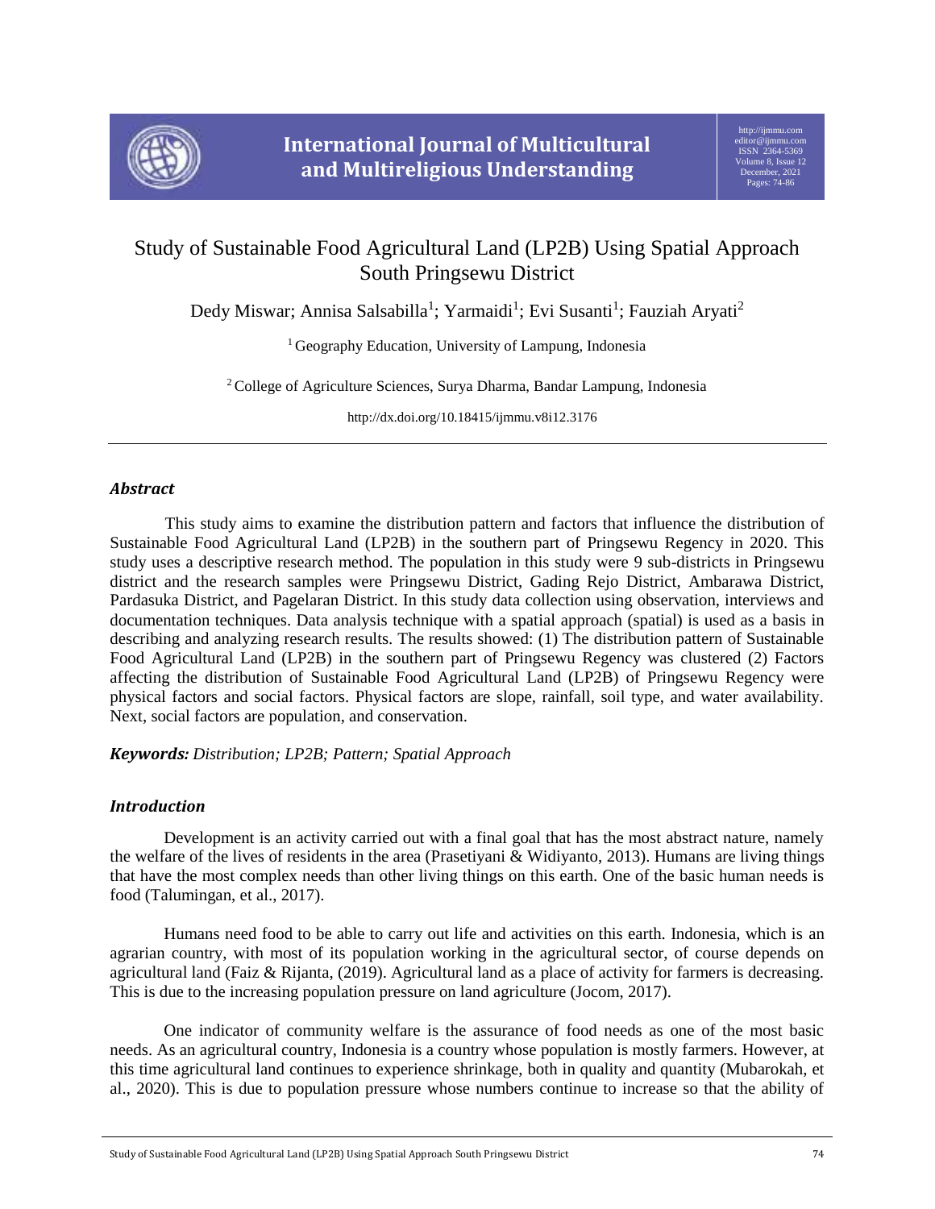# Study of Sustainable Food Agricultural Land (LP2B) Using Spatial Approach South Pringsewu District

Dedy Miswar; Annisa Salsabilla[1]; Yarmaidi[1]; Evi Susanti[1]; Fauziah Aryati[2]

[1] Geography Education, University of Lampung, Indonesia

[2] College of Agriculture Sciences, Surya Dharma, Bandar Lampung, Indonesia

http://dx.doi.org/10.18415/ijmmu.v8i12.3176

---

### *Abstract*

This study aims to examine the distribution pattern and factors that influence the distribution of Sustainable Food Agricultural Land (LP2B) in the southern part of Pringsewu Regency in 2020. This study uses a descriptive research method. The population in this study were 9 sub-districts in Pringsewu district and the research samples were Pringsewu District, Gading Rejo District, Ambarawa District, Pardasuka District, and Pagelaran District. In this study data collection using observation, interviews and documentation techniques. Data analysis technique with a spatial approach (spatial) is used as a basis in describing and analyzing research results. The results showed: (1) The distribution pattern of Sustainable Food Agricultural Land (LP2B) in the southern part of Pringsewu Regency was clustered (2) Factors affecting the distribution of Sustainable Food Agricultural Land (LP2B) of Pringsewu Regency were physical factors and social factors. Physical factors are slope, rainfall, soil type, and water availability. Next, social factors are population, and conservation.

***Keywords:*** *Distribution; LP2B; Pattern; Spatial Approach*

### *Introduction*

Development is an activity carried out with a final goal that has the most abstract nature, namely the welfare of the lives of residents in the area (Prasetiyani & Widiyanto, 2013). Humans are living things that have the most complex needs than other living things on this earth. One of the basic human needs is food (Talumingan, et al., 2017).

Humans need food to be able to carry out life and activities on this earth. Indonesia, which is an agrarian country, with most of its population working in the agricultural sector, of course depends on agricultural land (Faiz & Rijanta, (2019). Agricultural land as a place of activity for farmers is decreasing. This is due to the increasing population pressure on land agriculture (Jocom, 2017).

One indicator of community welfare is the assurance of food needs as one of the most basic needs. As an agricultural country, Indonesia is a country whose population is mostly farmers. However, at this time agricultural land continues to experience shrinkage, both in quality and quantity (Mubarokah, et al., 2020). This is due to population pressure whose numbers continue to increase so that the ability of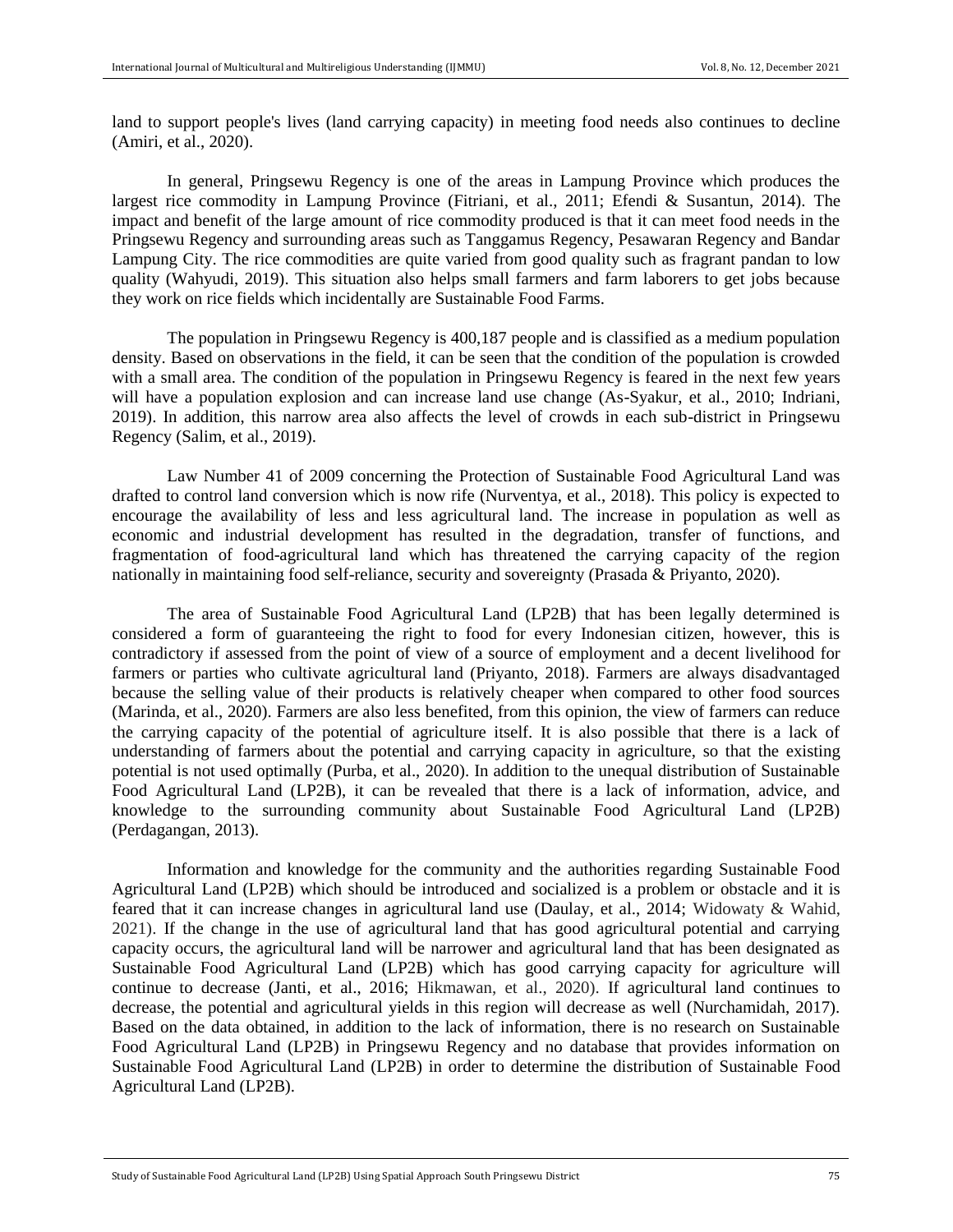land to support people's lives (land carrying capacity) in meeting food needs also continues to decline (Amiri, et al., 2020).

In general, Pringsewu Regency is one of the areas in Lampung Province which produces the largest rice commodity in Lampung Province (Fitriani, et al., 2011; Efendi & Susantun, 2014). The impact and benefit of the large amount of rice commodity produced is that it can meet food needs in the Pringsewu Regency and surrounding areas such as Tanggamus Regency, Pesawaran Regency and Bandar Lampung City. The rice commodities are quite varied from good quality such as fragrant pandan to low quality (Wahyudi, 2019). This situation also helps small farmers and farm laborers to get jobs because they work on rice fields which incidentally are Sustainable Food Farms.

The population in Pringsewu Regency is 400,187 people and is classified as a medium population density. Based on observations in the field, it can be seen that the condition of the population is crowded with a small area. The condition of the population in Pringsewu Regency is feared in the next few years will have a population explosion and can increase land use change (As-Syakur, et al., 2010; Indriani, 2019). In addition, this narrow area also affects the level of crowds in each sub-district in Pringsewu Regency (Salim, et al., 2019).

Law Number 41 of 2009 concerning the Protection of Sustainable Food Agricultural Land was drafted to control land conversion which is now rife (Nurventya, et al., 2018). This policy is expected to encourage the availability of less and less agricultural land. The increase in population as well as economic and industrial development has resulted in the degradation, transfer of functions, and fragmentation of food-agricultural land which has threatened the carrying capacity of the region nationally in maintaining food self-reliance, security and sovereignty (Prasada & Priyanto, 2020).

The area of Sustainable Food Agricultural Land (LP2B) that has been legally determined is considered a form of guaranteeing the right to food for every Indonesian citizen, however, this is contradictory if assessed from the point of view of a source of employment and a decent livelihood for farmers or parties who cultivate agricultural land (Priyanto, 2018). Farmers are always disadvantaged because the selling value of their products is relatively cheaper when compared to other food sources (Marinda, et al., 2020). Farmers are also less benefited, from this opinion, the view of farmers can reduce the carrying capacity of the potential of agriculture itself. It is also possible that there is a lack of understanding of farmers about the potential and carrying capacity in agriculture, so that the existing potential is not used optimally (Purba, et al., 2020). In addition to the unequal distribution of Sustainable Food Agricultural Land (LP2B), it can be revealed that there is a lack of information, advice, and knowledge to the surrounding community about Sustainable Food Agricultural Land (LP2B) (Perdagangan, 2013).

Information and knowledge for the community and the authorities regarding Sustainable Food Agricultural Land (LP2B) which should be introduced and socialized is a problem or obstacle and it is feared that it can increase changes in agricultural land use (Daulay, et al., 2014; Widowaty & Wahid, 2021). If the change in the use of agricultural land that has good agricultural potential and carrying capacity occurs, the agricultural land will be narrower and agricultural land that has been designated as Sustainable Food Agricultural Land (LP2B) which has good carrying capacity for agriculture will continue to decrease (Janti, et al., 2016; Hikmawan, et al., 2020). If agricultural land continues to decrease, the potential and agricultural yields in this region will decrease as well (Nurchamidah, 2017). Based on the data obtained, in addition to the lack of information, there is no research on Sustainable Food Agricultural Land (LP2B) in Pringsewu Regency and no database that provides information on Sustainable Food Agricultural Land (LP2B) in order to determine the distribution of Sustainable Food Agricultural Land (LP2B).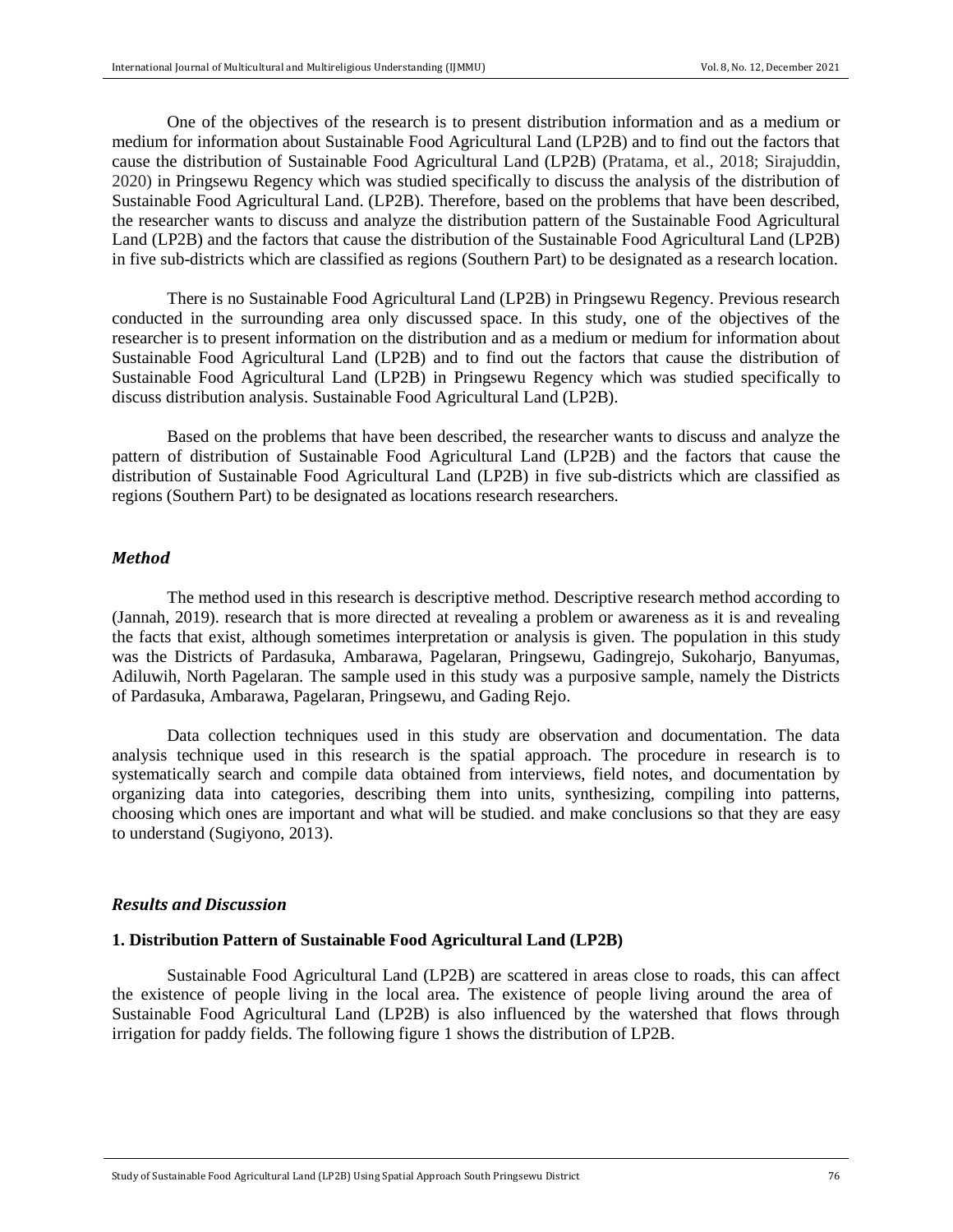One of the objectives of the research is to present distribution information and as a medium or medium for information about Sustainable Food Agricultural Land (LP2B) and to find out the factors that cause the distribution of Sustainable Food Agricultural Land (LP2B) (Pratama, et al., 2018; Sirajuddin, 2020) in Pringsewu Regency which was studied specifically to discuss the analysis of the distribution of Sustainable Food Agricultural Land. (LP2B). Therefore, based on the problems that have been described, the researcher wants to discuss and analyze the distribution pattern of the Sustainable Food Agricultural Land (LP2B) and the factors that cause the distribution of the Sustainable Food Agricultural Land (LP2B) in five sub-districts which are classified as regions (Southern Part) to be designated as a research location.

There is no Sustainable Food Agricultural Land (LP2B) in Pringsewu Regency. Previous research conducted in the surrounding area only discussed space. In this study, one of the objectives of the researcher is to present information on the distribution and as a medium or medium for information about Sustainable Food Agricultural Land (LP2B) and to find out the factors that cause the distribution of Sustainable Food Agricultural Land (LP2B) in Pringsewu Regency which was studied specifically to discuss distribution analysis. Sustainable Food Agricultural Land (LP2B).

Based on the problems that have been described, the researcher wants to discuss and analyze the pattern of distribution of Sustainable Food Agricultural Land (LP2B) and the factors that cause the distribution of Sustainable Food Agricultural Land (LP2B) in five sub-districts which are classified as regions (Southern Part) to be designated as locations research researchers.

## *Method*

The method used in this research is descriptive method. Descriptive research method according to (Jannah, 2019). research that is more directed at revealing a problem or awareness as it is and revealing the facts that exist, although sometimes interpretation or analysis is given. The population in this study was the Districts of Pardasuka, Ambarawa, Pagelaran, Pringsewu, Gadingrejo, Sukoharjo, Banyumas, Adiluwih, North Pagelaran. The sample used in this study was a purposive sample, namely the Districts of Pardasuka, Ambarawa, Pagelaran, Pringsewu, and Gading Rejo.

Data collection techniques used in this study are observation and documentation. The data analysis technique used in this research is the spatial approach. The procedure in research is to systematically search and compile data obtained from interviews, field notes, and documentation by organizing data into categories, describing them into units, synthesizing, compiling into patterns, choosing which ones are important and what will be studied. and make conclusions so that they are easy to understand (Sugiyono, 2013).

## *Results and Discussion*

### 1. Distribution Pattern of Sustainable Food Agricultural Land (LP2B)

Sustainable Food Agricultural Land (LP2B) are scattered in areas close to roads, this can affect the existence of people living in the local area. The existence of people living around the area of Sustainable Food Agricultural Land (LP2B) is also influenced by the watershed that flows through irrigation for paddy fields. The following figure 1 shows the distribution of LP2B.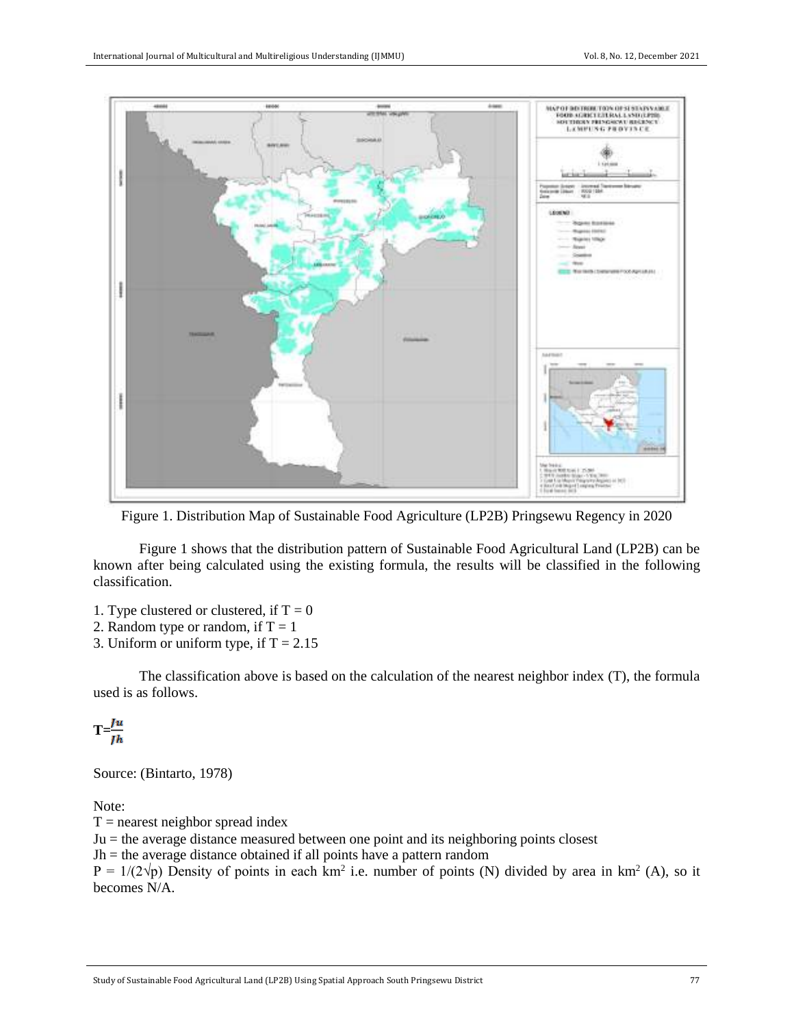Figure 1. Distribution Map of Sustainable Food Agriculture (LP2B) Pringsewu Regency in 2020

Figure 1 shows that the distribution pattern of Sustainable Food Agricultural Land (LP2B) can be known after being calculated using the existing formula, the results will be classified in the following classification.

1. Type clustered or clustered, if T = 0
2. Random type or random, if T = 1
3. Uniform or uniform type, if T = 2.15

The classification above is based on the calculation of the nearest neighbor index (T), the formula used is as follows.

$$T=\frac{Ju}{Jh}$$

Source: (Bintarto, 1978)

Note:
T = nearest neighbor spread index
Ju = the average distance measured between one point and its neighboring points closest
Jh = the average distance obtained if all points have a pattern random
P = $1/(2\sqrt{p})$ Density of points in each km$^2$ i.e. number of points (N) divided by area in km$^2$ (A), so it becomes N/A.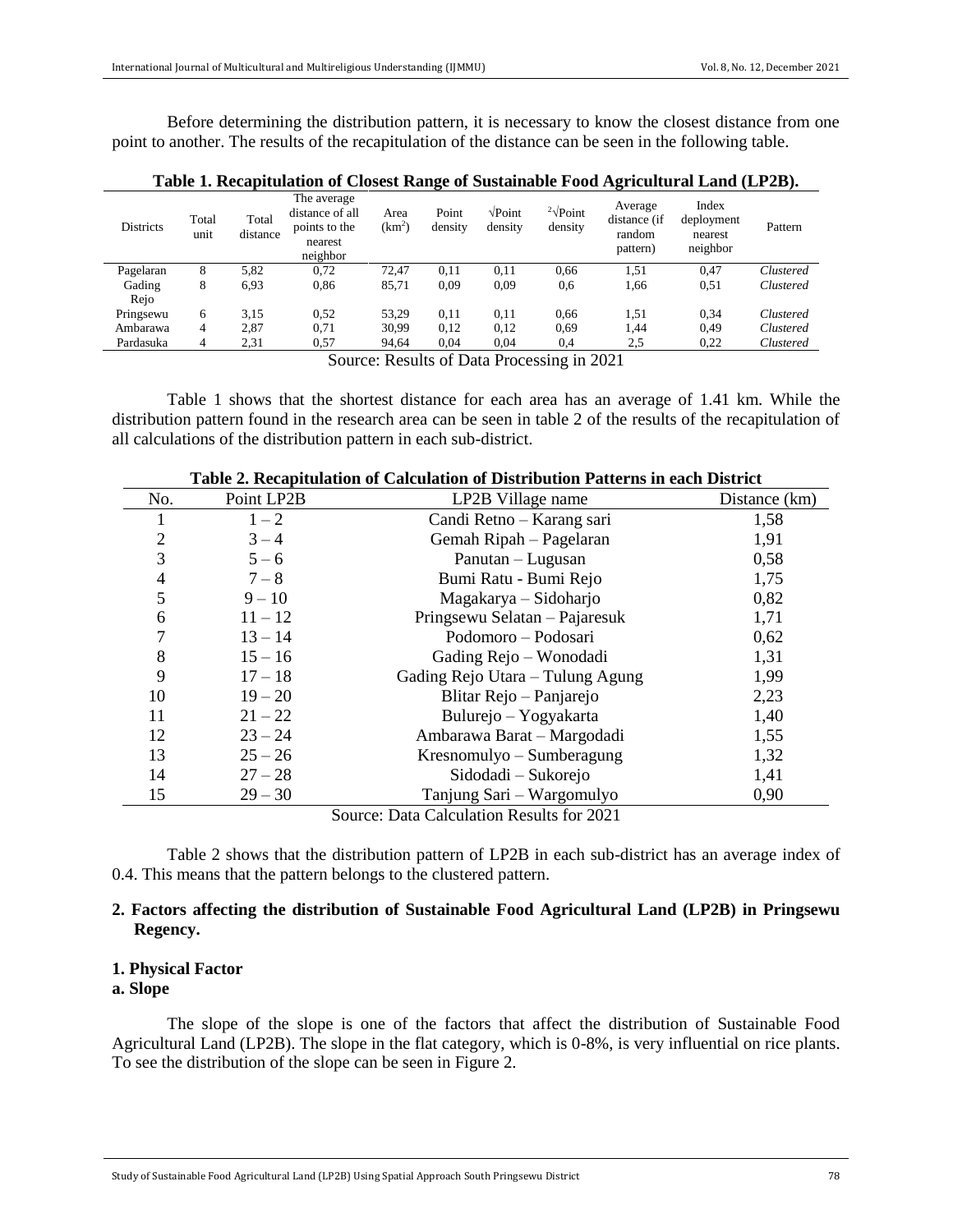Before determining the distribution pattern, it is necessary to know the closest distance from one point to another. The results of the recapitulation of the distance can be seen in the following table.

**Table 1. Recapitulation of Closest Range of Sustainable Food Agricultural Land (LP2B).**

| Districts | Total unit | Total distance | The average distance of all points to the nearest neighbor | Area (km$^2$) | Point density | √Point density | $^2$√Point density | Average distance (if random pattern) | Index deployment nearest neighbor | Pattern |
|---|---|---|---|---|---|---|---|---|---|---|
| Pagelaran | 8 | 5,82 | 0,72 | 72,47 | 0,11 | 0,11 | 0,66 | 1,51 | 0,47 | *Clustered* |
| Gading Rejo | 8 | 6,93 | 0,86 | 85,71 | 0,09 | 0,09 | 0,6 | 1,66 | 0,51 | *Clustered* |
| Pringsewu | 6 | 3,15 | 0,52 | 53,29 | 0,11 | 0,11 | 0,66 | 1,51 | 0,34 | *Clustered* |
| Ambarawa | 4 | 2,87 | 0,71 | 30,99 | 0,12 | 0,12 | 0,69 | 1,44 | 0,49 | *Clustered* |
| Pardasuka | 4 | 2,31 | 0,57 | 94,64 | 0,04 | 0,04 | 0,4 | 2,5 | 0,22 | *Clustered* |

Source: Results of Data Processing in 2021

Table 1 shows that the shortest distance for each area has an average of 1.41 km. While the distribution pattern found in the research area can be seen in table 2 of the results of the recapitulation of all calculations of the distribution pattern in each sub-district.

**Table 2. Recapitulation of Calculation of Distribution Patterns in each District**

| No. | Point LP2B | LP2B Village name | Distance (km) |
|---|---|---|---|
| 1 | 1 – 2 | Candi Retno – Karang sari | 1,58 |
| 2 | 3 – 4 | Gemah Ripah – Pagelaran | 1,91 |
| 3 | 5 – 6 | Panutan – Lugusan | 0,58 |
| 4 | 7 – 8 | Bumi Ratu - Bumi Rejo | 1,75 |
| 5 | 9 – 10 | Magakarya – Sidoharjo | 0,82 |
| 6 | 11 – 12 | Pringsewu Selatan – Pajaresuk | 1,71 |
| 7 | 13 – 14 | Podomoro – Podosari | 0,62 |
| 8 | 15 – 16 | Gading Rejo – Wonodadi | 1,31 |
| 9 | 17 – 18 | Gading Rejo Utara – Tulung Agung | 1,99 |
| 10 | 19 – 20 | Blitar Rejo – Panjarejo | 2,23 |
| 11 | 21 – 22 | Bulurejo – Yogyakarta | 1,40 |
| 12 | 23 – 24 | Ambarawa Barat – Margodadi | 1,55 |
| 13 | 25 – 26 | Kresnomulyo – Sumberagung | 1,32 |
| 14 | 27 – 28 | Sidodadi – Sukorejo | 1,41 |
| 15 | 29 – 30 | Tanjung Sari – Wargomulyo | 0,90 |

Source: Data Calculation Results for 2021

Table 2 shows that the distribution pattern of LP2B in each sub-district has an average index of 0.4. This means that the pattern belongs to the clustered pattern.

**2. Factors affecting the distribution of Sustainable Food Agricultural Land (LP2B) in Pringsewu Regency.**

**1. Physical Factor**

**a. Slope**

The slope of the slope is one of the factors that affect the distribution of Sustainable Food Agricultural Land (LP2B). The slope in the flat category, which is 0-8%, is very influential on rice plants. To see the distribution of the slope can be seen in Figure 2.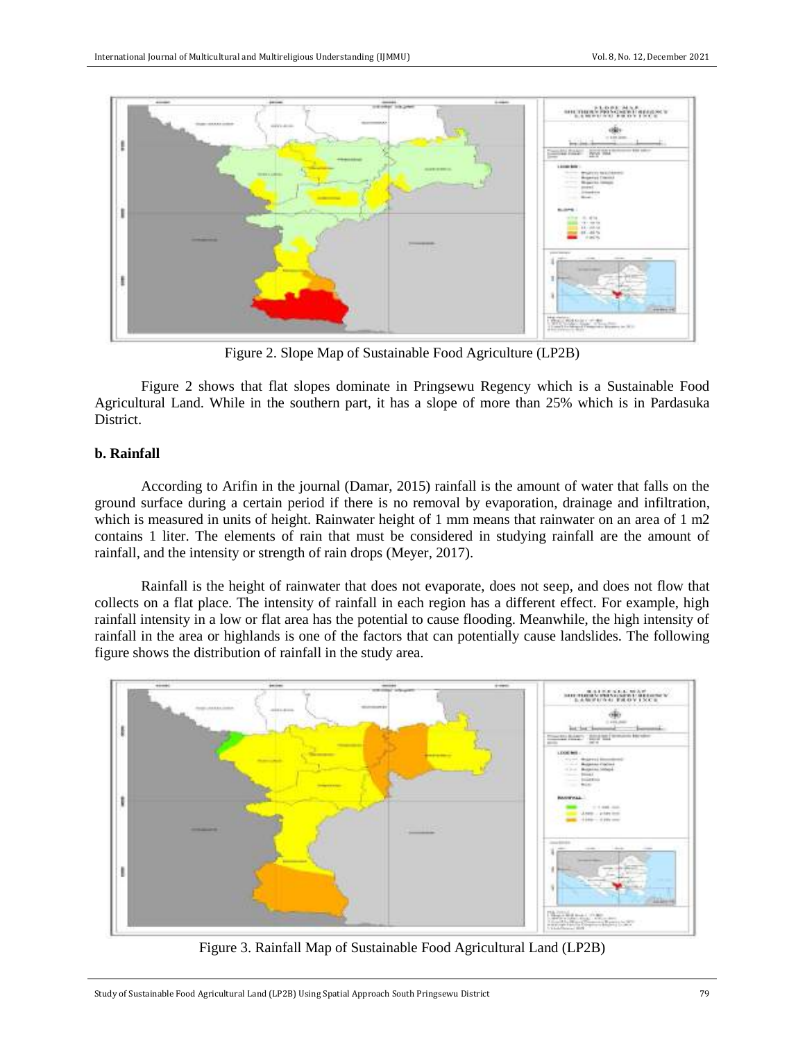Figure 2. Slope Map of Sustainable Food Agriculture (LP2B)

Figure 2 shows that flat slopes dominate in Pringsewu Regency which is a Sustainable Food Agricultural Land. While in the southern part, it has a slope of more than 25% which is in Pardasuka District.

**b. Rainfall**

According to Arifin in the journal (Damar, 2015) rainfall is the amount of water that falls on the ground surface during a certain period if there is no removal by evaporation, drainage and infiltration, which is measured in units of height. Rainwater height of 1 mm means that rainwater on an area of 1 m2 contains 1 liter. The elements of rain that must be considered in studying rainfall are the amount of rainfall, and the intensity or strength of rain drops (Meyer, 2017).

Rainfall is the height of rainwater that does not evaporate, does not seep, and does not flow that collects on a flat place. The intensity of rainfall in each region has a different effect. For example, high rainfall intensity in a low or flat area has the potential to cause flooding. Meanwhile, the high intensity of rainfall in the area or highlands is one of the factors that can potentially cause landslides. The following figure shows the distribution of rainfall in the study area.

Figure 3. Rainfall Map of Sustainable Food Agricultural Land (LP2B)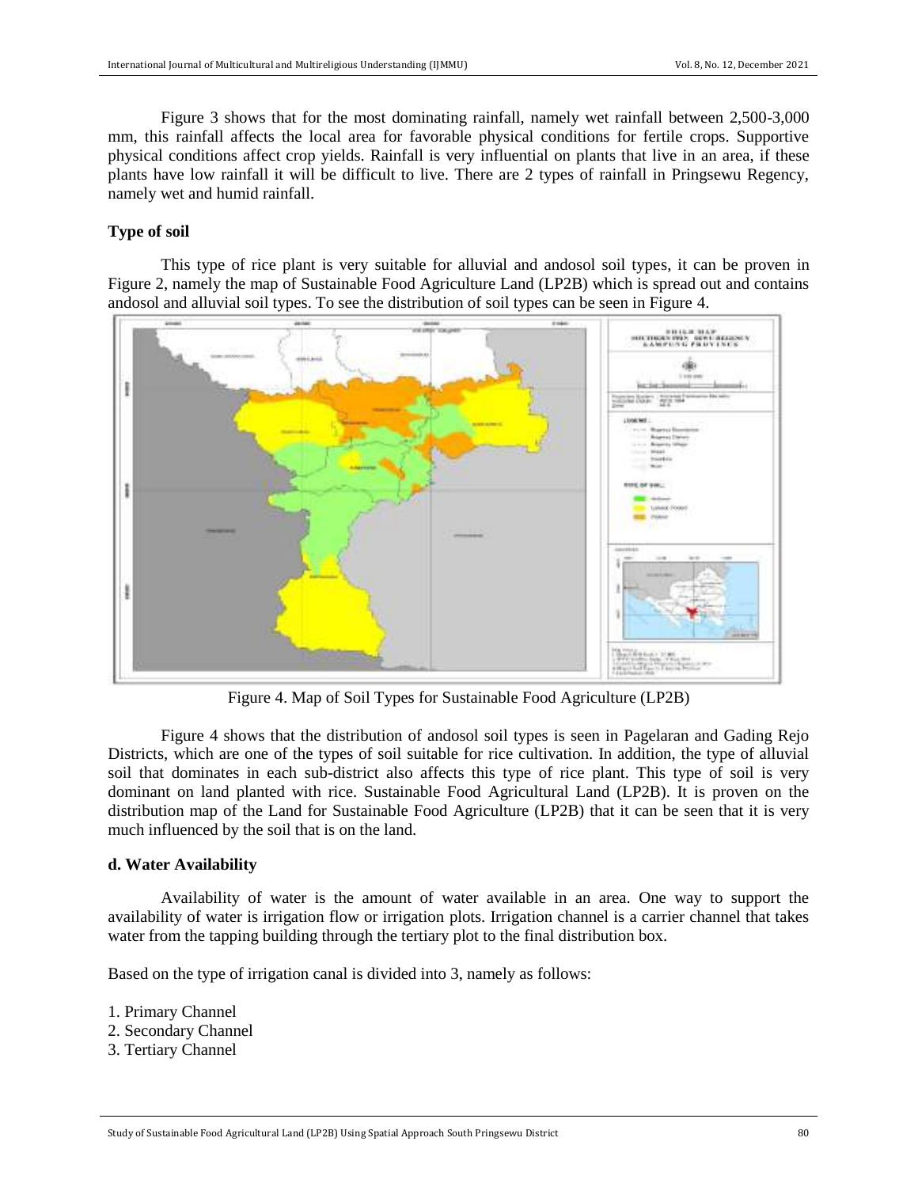Figure 3 shows that for the most dominating rainfall, namely wet rainfall between 2,500-3,000 mm, this rainfall affects the local area for favorable physical conditions for fertile crops. Supportive physical conditions affect crop yields. Rainfall is very influential on plants that live in an area, if these plants have low rainfall it will be difficult to live. There are 2 types of rainfall in Pringsewu Regency, namely wet and humid rainfall.

### Type of soil

This type of rice plant is very suitable for alluvial and andosol soil types, it can be proven in Figure 2, namely the map of Sustainable Food Agriculture Land (LP2B) which is spread out and contains andosol and alluvial soil types. To see the distribution of soil types can be seen in Figure 4.

Figure 4. Map of Soil Types for Sustainable Food Agriculture (LP2B)

Figure 4 shows that the distribution of andosol soil types is seen in Pagelaran and Gading Rejo Districts, which are one of the types of soil suitable for rice cultivation. In addition, the type of alluvial soil that dominates in each sub-district also affects this type of rice plant. This type of soil is very dominant on land planted with rice. Sustainable Food Agricultural Land (LP2B). It is proven on the distribution map of the Land for Sustainable Food Agriculture (LP2B) that it can be seen that it is very much influenced by the soil that is on the land.

### d. Water Availability

Availability of water is the amount of water available in an area. One way to support the availability of water is irrigation flow or irrigation plots. Irrigation channel is a carrier channel that takes water from the tapping building through the tertiary plot to the final distribution box.

Based on the type of irrigation canal is divided into 3, namely as follows:

1. Primary Channel
2. Secondary Channel
3. Tertiary Channel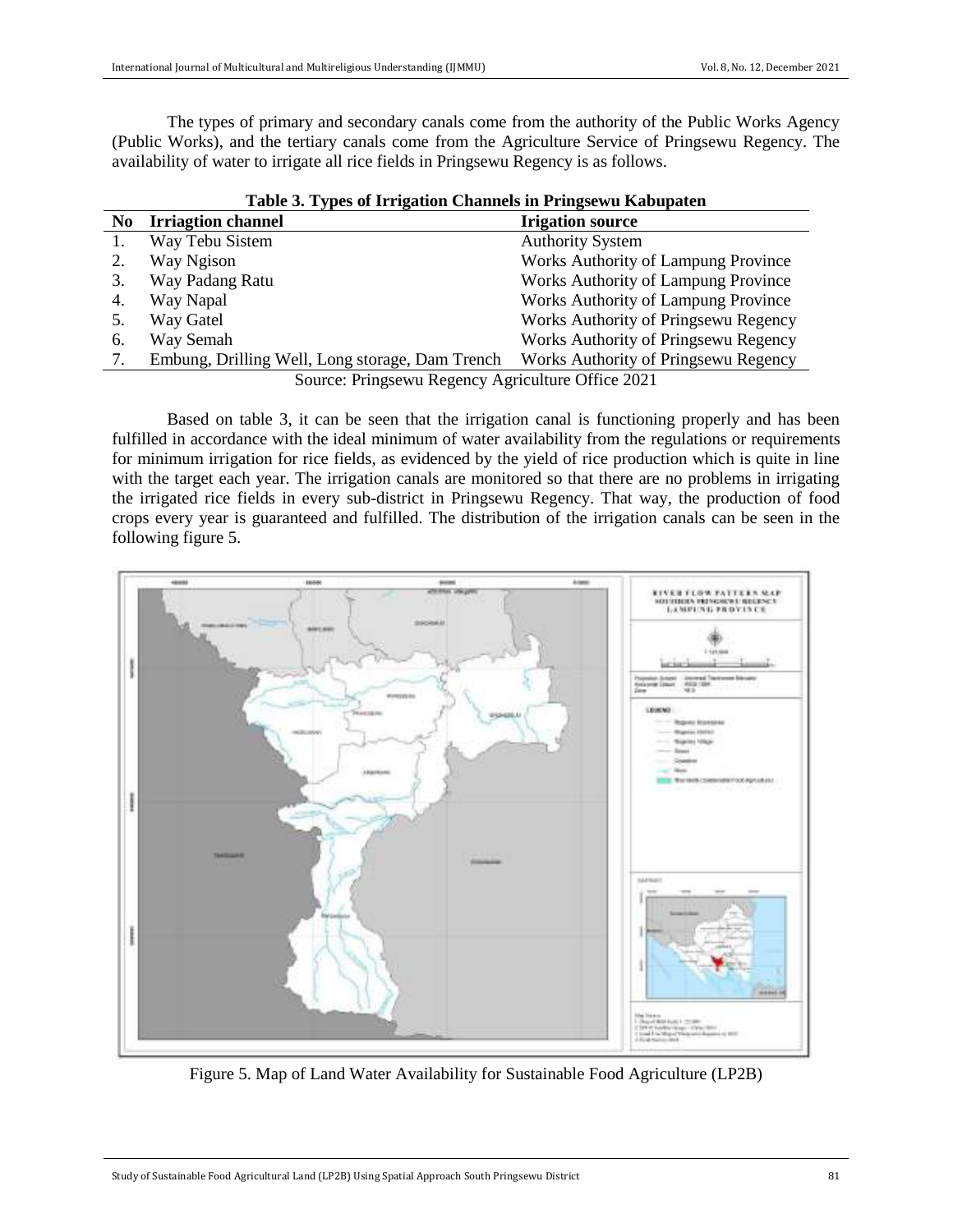The types of primary and secondary canals come from the authority of the Public Works Agency (Public Works), and the tertiary canals come from the Agriculture Service of Pringsewu Regency. The availability of water to irrigate all rice fields in Pringsewu Regency is as follows.

**Table 3. Types of Irrigation Channels in Pringsewu Kabupaten**

| No | Irriagtion channel | Irigation source |
|---|---|---|
| 1. | Way Tebu Sistem | Authority System |
| 2. | Way Ngison | Works Authority of Lampung Province |
| 3. | Way Padang Ratu | Works Authority of Lampung Province |
| 4. | Way Napal | Works Authority of Lampung Province |
| 5. | Way Gatel | Works Authority of Pringsewu Regency |
| 6. | Way Semah | Works Authority of Pringsewu Regency |
| 7. | Embung, Drilling Well, Long storage, Dam Trench | Works Authority of Pringsewu Regency |

Source: Pringsewu Regency Agriculture Office 2021

Based on table 3, it can be seen that the irrigation canal is functioning properly and has been fulfilled in accordance with the ideal minimum of water availability from the regulations or requirements for minimum irrigation for rice fields, as evidenced by the yield of rice production which is quite in line with the target each year. The irrigation canals are monitored so that there are no problems in irrigating the irrigated rice fields in every sub-district in Pringsewu Regency. That way, the production of food crops every year is guaranteed and fulfilled. The distribution of the irrigation canals can be seen in the following figure 5.

Figure 5. Map of Land Water Availability for Sustainable Food Agriculture (LP2B)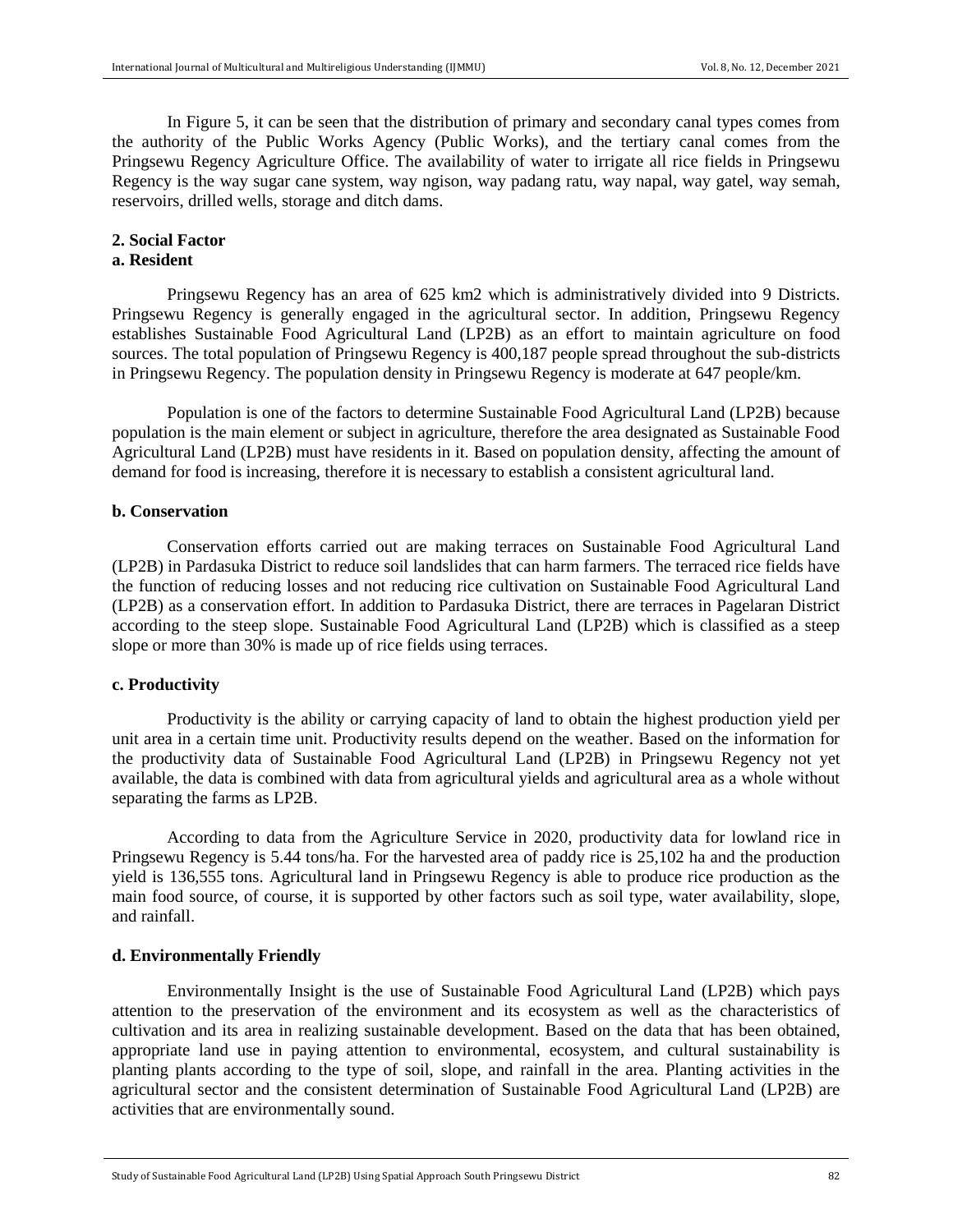In Figure 5, it can be seen that the distribution of primary and secondary canal types comes from the authority of the Public Works Agency (Public Works), and the tertiary canal comes from the Pringsewu Regency Agriculture Office. The availability of water to irrigate all rice fields in Pringsewu Regency is the way sugar cane system, way ngison, way padang ratu, way napal, way gatel, way semah, reservoirs, drilled wells, storage and ditch dams.

### 2. Social Factor

#### a. Resident

Pringsewu Regency has an area of 625 km2 which is administratively divided into 9 Districts. Pringsewu Regency is generally engaged in the agricultural sector. In addition, Pringsewu Regency establishes Sustainable Food Agricultural Land (LP2B) as an effort to maintain agriculture on food sources. The total population of Pringsewu Regency is 400,187 people spread throughout the sub-districts in Pringsewu Regency. The population density in Pringsewu Regency is moderate at 647 people/km.

Population is one of the factors to determine Sustainable Food Agricultural Land (LP2B) because population is the main element or subject in agriculture, therefore the area designated as Sustainable Food Agricultural Land (LP2B) must have residents in it. Based on population density, affecting the amount of demand for food is increasing, therefore it is necessary to establish a consistent agricultural land.

#### b. Conservation

Conservation efforts carried out are making terraces on Sustainable Food Agricultural Land (LP2B) in Pardasuka District to reduce soil landslides that can harm farmers. The terraced rice fields have the function of reducing losses and not reducing rice cultivation on Sustainable Food Agricultural Land (LP2B) as a conservation effort. In addition to Pardasuka District, there are terraces in Pagelaran District according to the steep slope. Sustainable Food Agricultural Land (LP2B) which is classified as a steep slope or more than 30% is made up of rice fields using terraces.

#### c. Productivity

Productivity is the ability or carrying capacity of land to obtain the highest production yield per unit area in a certain time unit. Productivity results depend on the weather. Based on the information for the productivity data of Sustainable Food Agricultural Land (LP2B) in Pringsewu Regency not yet available, the data is combined with data from agricultural yields and agricultural area as a whole without separating the farms as LP2B.

According to data from the Agriculture Service in 2020, productivity data for lowland rice in Pringsewu Regency is 5.44 tons/ha. For the harvested area of paddy rice is 25,102 ha and the production yield is 136,555 tons. Agricultural land in Pringsewu Regency is able to produce rice production as the main food source, of course, it is supported by other factors such as soil type, water availability, slope, and rainfall.

#### d. Environmentally Friendly

Environmentally Insight is the use of Sustainable Food Agricultural Land (LP2B) which pays attention to the preservation of the environment and its ecosystem as well as the characteristics of cultivation and its area in realizing sustainable development. Based on the data that has been obtained, appropriate land use in paying attention to environmental, ecosystem, and cultural sustainability is planting plants according to the type of soil, slope, and rainfall in the area. Planting activities in the agricultural sector and the consistent determination of Sustainable Food Agricultural Land (LP2B) are activities that are environmentally sound.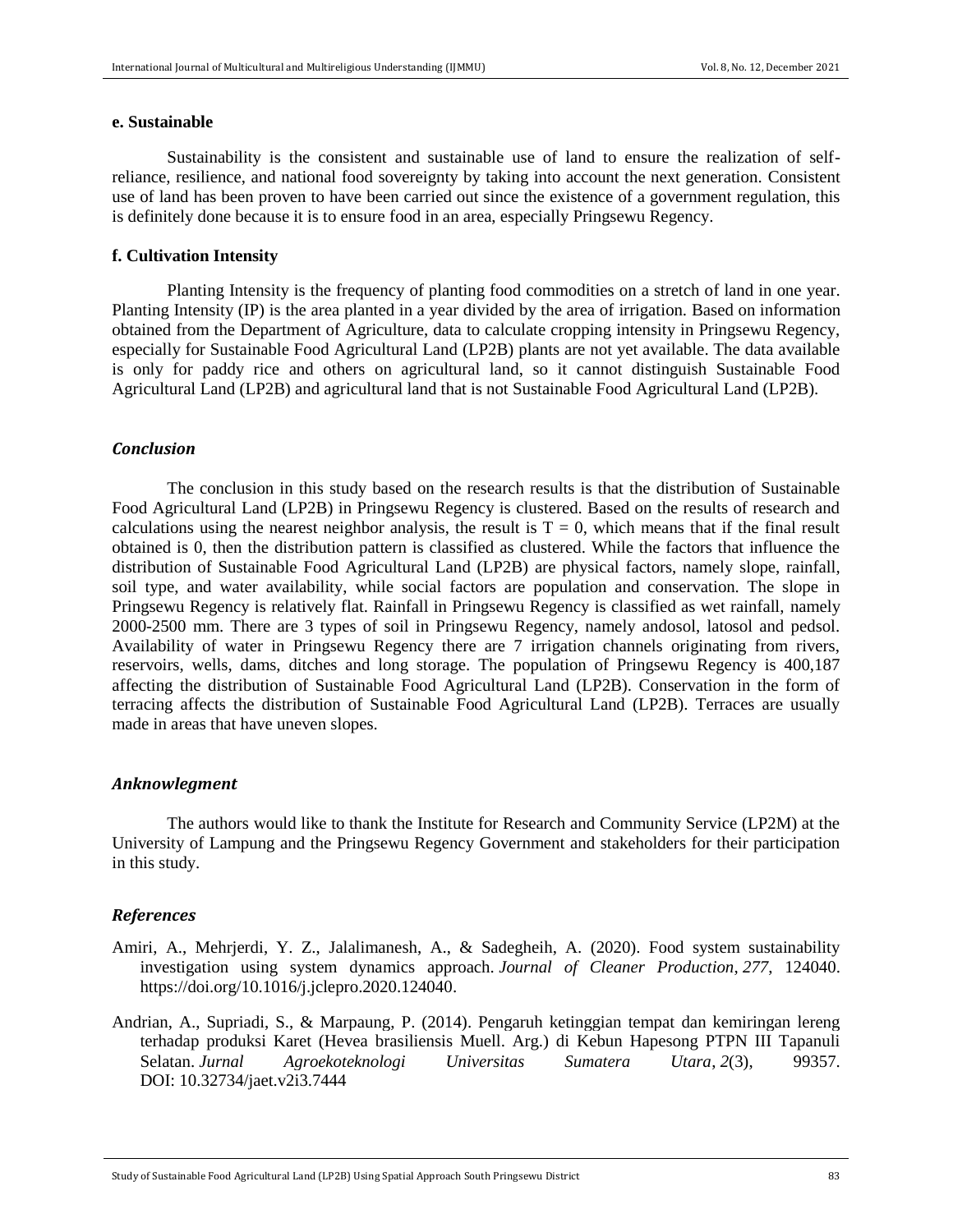**e. Sustainable**

Sustainability is the consistent and sustainable use of land to ensure the realization of self-reliance, resilience, and national food sovereignty by taking into account the next generation. Consistent use of land has been proven to have been carried out since the existence of a government regulation, this is definitely done because it is to ensure food in an area, especially Pringsewu Regency.

**f. Cultivation Intensity**

Planting Intensity is the frequency of planting food commodities on a stretch of land in one year. Planting Intensity (IP) is the area planted in a year divided by the area of irrigation. Based on information obtained from the Department of Agriculture, data to calculate cropping intensity in Pringsewu Regency, especially for Sustainable Food Agricultural Land (LP2B) plants are not yet available. The data available is only for paddy rice and others on agricultural land, so it cannot distinguish Sustainable Food Agricultural Land (LP2B) and agricultural land that is not Sustainable Food Agricultural Land (LP2B).

## *Conclusion*

The conclusion in this study based on the research results is that the distribution of Sustainable Food Agricultural Land (LP2B) in Pringsewu Regency is clustered. Based on the results of research and calculations using the nearest neighbor analysis, the result is $T = 0$, which means that if the final result obtained is 0, then the distribution pattern is classified as clustered. While the factors that influence the distribution of Sustainable Food Agricultural Land (LP2B) are physical factors, namely slope, rainfall, soil type, and water availability, while social factors are population and conservation. The slope in Pringsewu Regency is relatively flat. Rainfall in Pringsewu Regency is classified as wet rainfall, namely 2000-2500 mm. There are 3 types of soil in Pringsewu Regency, namely andosol, latosol and pedsol. Availability of water in Pringsewu Regency there are 7 irrigation channels originating from rivers, reservoirs, wells, dams, ditches and long storage. The population of Pringsewu Regency is 400,187 affecting the distribution of Sustainable Food Agricultural Land (LP2B). Conservation in the form of terracing affects the distribution of Sustainable Food Agricultural Land (LP2B). Terraces are usually made in areas that have uneven slopes.

## *Anknowlegment*

The authors would like to thank the Institute for Research and Community Service (LP2M) at the University of Lampung and the Pringsewu Regency Government and stakeholders for their participation in this study.

## *References*

Amiri, A., Mehrjerdi, Y. Z., Jalalimanesh, A., & Sadegheih, A. (2020). Food system sustainability investigation using system dynamics approach. *Journal of Cleaner Production*, *277*, 124040. https://doi.org/10.1016/j.jclepro.2020.124040.

Andrian, A., Supriadi, S., & Marpaung, P. (2014). Pengaruh ketinggian tempat dan kemiringan lereng terhadap produksi Karet (Hevea brasiliensis Muell. Arg.) di Kebun Hapesong PTPN III Tapanuli Selatan. *Jurnal Agroekoteknologi Universitas Sumatera Utara*, *2*(3), 99357. DOI: 10.32734/jaet.v2i3.7444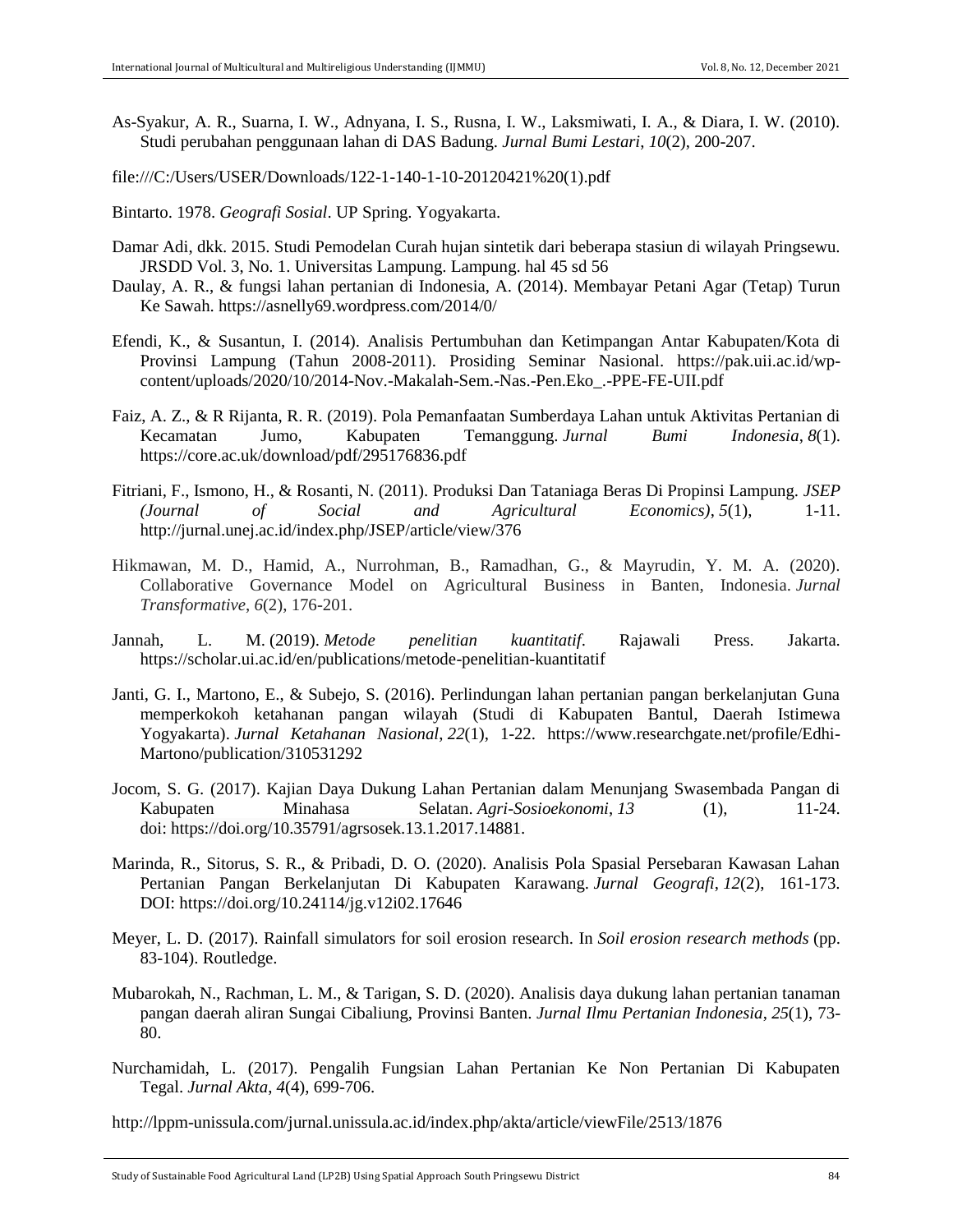As-Syakur, A. R., Suarna, I. W., Adnyana, I. S., Rusna, I. W., Laksmiwati, I. A., & Diara, I. W. (2010). Studi perubahan penggunaan lahan di DAS Badung. *Jurnal Bumi Lestari*, *10*(2), 200-207.

file:///C:/Users/USER/Downloads/122-1-140-1-10-20120421%20(1).pdf

Bintarto. 1978. *Geografi Sosial*. UP Spring. Yogyakarta.

Damar Adi, dkk. 2015. Studi Pemodelan Curah hujan sintetik dari beberapa stasiun di wilayah Pringsewu. JRSDD Vol. 3, No. 1. Universitas Lampung. Lampung. hal 45 sd 56

Daulay, A. R., & fungsi lahan pertanian di Indonesia, A. (2014). Membayar Petani Agar (Tetap) Turun Ke Sawah. https://asnelly69.wordpress.com/2014/0/

Efendi, K., & Susantun, I. (2014). Analisis Pertumbuhan dan Ketimpangan Antar Kabupaten/Kota di Provinsi Lampung (Tahun 2008-2011). Prosiding Seminar Nasional. https://pak.uii.ac.id/wp-content/uploads/2020/10/2014-Nov.-Makalah-Sem.-Nas.-Pen.Eko_.-PPE-FE-UII.pdf

Faiz, A. Z., & R Rijanta, R. R. (2019). Pola Pemanfaatan Sumberdaya Lahan untuk Aktivitas Pertanian di Kecamatan Jumo, Kabupaten Temanggung. *Jurnal Bumi Indonesia*, *8*(1). https://core.ac.uk/download/pdf/295176836.pdf

Fitriani, F., Ismono, H., & Rosanti, N. (2011). Produksi Dan Tataniaga Beras Di Propinsi Lampung. *JSEP (Journal of Social and Agricultural Economics)*, *5*(1), 1-11. http://jurnal.unej.ac.id/index.php/JSEP/article/view/376

Hikmawan, M. D., Hamid, A., Nurrohman, B., Ramadhan, G., & Mayrudin, Y. M. A. (2020). Collaborative Governance Model on Agricultural Business in Banten, Indonesia. *Jurnal Transformative*, *6*(2), 176-201.

Jannah, L. M. (2019). *Metode penelitian kuantitatif*. Rajawali Press. Jakarta. https://scholar.ui.ac.id/en/publications/metode-penelitian-kuantitatif

Janti, G. I., Martono, E., & Subejo, S. (2016). Perlindungan lahan pertanian pangan berkelanjutan Guna memperkokoh ketahanan pangan wilayah (Studi di Kabupaten Bantul, Daerah Istimewa Yogyakarta). *Jurnal Ketahanan Nasional*, *22*(1), 1-22. https://www.researchgate.net/profile/Edhi-Martono/publication/310531292

Jocom, S. G. (2017). Kajian Daya Dukung Lahan Pertanian dalam Menunjang Swasembada Pangan di Kabupaten Minahasa Selatan. *Agri-Sosioekonomi*, *13* (1), 11-24. doi: https://doi.org/10.35791/agrsosek.13.1.2017.14881.

Marinda, R., Sitorus, S. R., & Pribadi, D. O. (2020). Analisis Pola Spasial Persebaran Kawasan Lahan Pertanian Pangan Berkelanjutan Di Kabupaten Karawang. *Jurnal Geografi*, *12*(2), 161-173. DOI: https://doi.org/10.24114/jg.v12i02.17646

Meyer, L. D. (2017). Rainfall simulators for soil erosion research. In *Soil erosion research methods* (pp. 83-104). Routledge.

Mubarokah, N., Rachman, L. M., & Tarigan, S. D. (2020). Analisis daya dukung lahan pertanian tanaman pangan daerah aliran Sungai Cibaliung, Provinsi Banten. *Jurnal Ilmu Pertanian Indonesia*, *25*(1), 73-80.

Nurchamidah, L. (2017). Pengalih Fungsian Lahan Pertanian Ke Non Pertanian Di Kabupaten Tegal. *Jurnal Akta*, *4*(4), 699-706.

http://lppm-unissula.com/jurnal.unissula.ac.id/index.php/akta/article/viewFile/2513/1876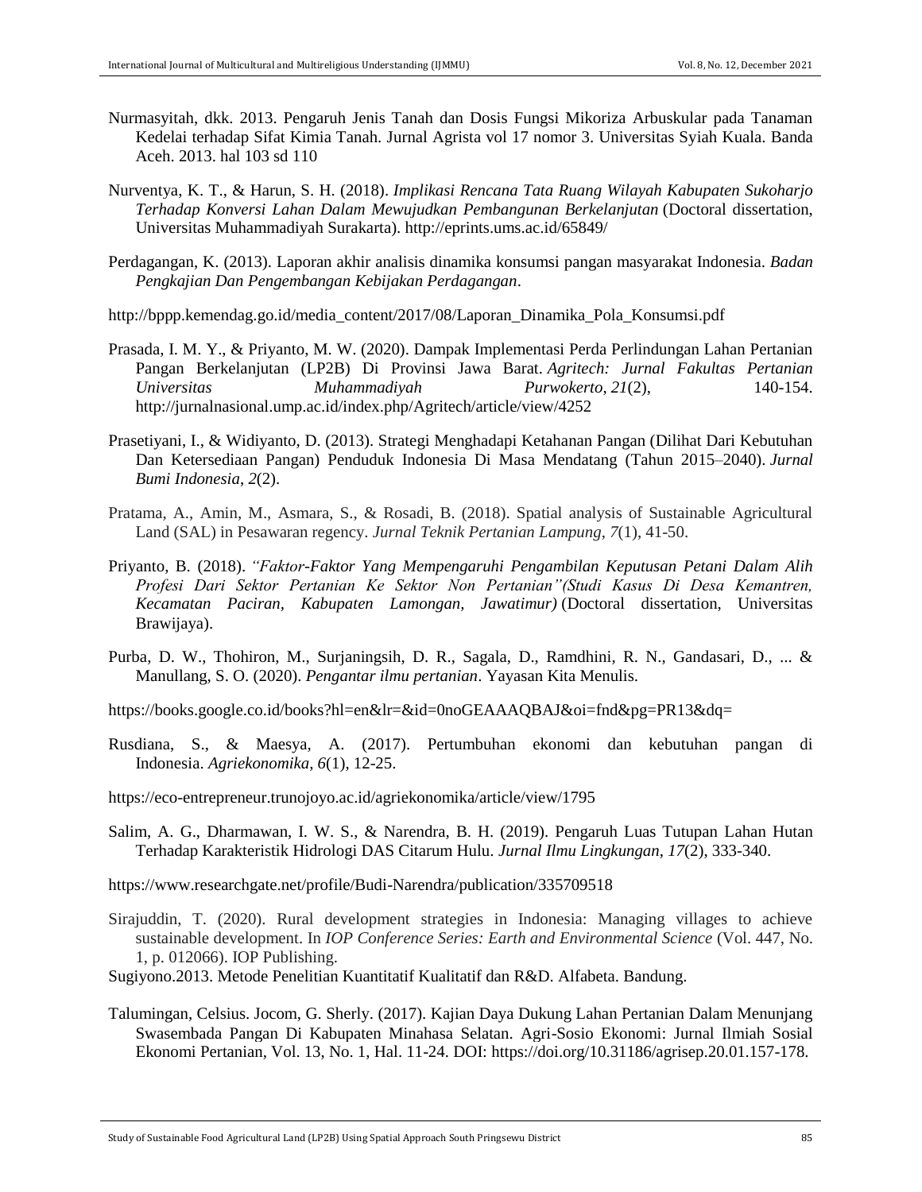Nurmasyitah, dkk. 2013. Pengaruh Jenis Tanah dan Dosis Fungsi Mikoriza Arbuskular pada Tanaman Kedelai terhadap Sifat Kimia Tanah. Jurnal Agrista vol 17 nomor 3. Universitas Syiah Kuala. Banda Aceh. 2013. hal 103 sd 110

Nurventya, K. T., & Harun, S. H. (2018). *Implikasi Rencana Tata Ruang Wilayah Kabupaten Sukoharjo Terhadap Konversi Lahan Dalam Mewujudkan Pembangunan Berkelanjutan* (Doctoral dissertation, Universitas Muhammadiyah Surakarta). http://eprints.ums.ac.id/65849/

Perdagangan, K. (2013). Laporan akhir analisis dinamika konsumsi pangan masyarakat Indonesia. *Badan Pengkajian Dan Pengembangan Kebijakan Perdagangan*.

http://bppp.kemendag.go.id/media_content/2017/08/Laporan_Dinamika_Pola_Konsumsi.pdf

Prasada, I. M. Y., & Priyanto, M. W. (2020). Dampak Implementasi Perda Perlindungan Lahan Pertanian Pangan Berkelanjutan (LP2B) Di Provinsi Jawa Barat. *Agritech: Jurnal Fakultas Pertanian Universitas Muhammadiyah Purwokerto*, *21*(2), 140-154. http://jurnalnasional.ump.ac.id/index.php/Agritech/article/view/4252

Prasetiyani, I., & Widiyanto, D. (2013). Strategi Menghadapi Ketahanan Pangan (Dilihat Dari Kebutuhan Dan Ketersediaan Pangan) Penduduk Indonesia Di Masa Mendatang (Tahun 2015–2040). *Jurnal Bumi Indonesia*, *2*(2).

Pratama, A., Amin, M., Asmara, S., & Rosadi, B. (2018). Spatial analysis of Sustainable Agricultural Land (SAL) in Pesawaran regency. *Jurnal Teknik Pertanian Lampung*, *7*(1), 41-50.

Priyanto, B. (2018). *"Faktor-Faktor Yang Mempengaruhi Pengambilan Keputusan Petani Dalam Alih Profesi Dari Sektor Pertanian Ke Sektor Non Pertanian"(Studi Kasus Di Desa Kemantren, Kecamatan Paciran, Kabupaten Lamongan, Jawatimur)* (Doctoral dissertation, Universitas Brawijaya).

Purba, D. W., Thohiron, M., Surjaningsih, D. R., Sagala, D., Ramdhini, R. N., Gandasari, D., ... & Manullang, S. O. (2020). *Pengantar ilmu pertanian*. Yayasan Kita Menulis.

https://books.google.co.id/books?hl=en&lr=&id=0noGEAAAQBAJ&oi=fnd&pg=PR13&dq=

Rusdiana, S., & Maesya, A. (2017). Pertumbuhan ekonomi dan kebutuhan pangan di Indonesia. *Agriekonomika*, *6*(1), 12-25.

https://eco-entrepreneur.trunojoyo.ac.id/agriekonomika/article/view/1795

Salim, A. G., Dharmawan, I. W. S., & Narendra, B. H. (2019). Pengaruh Luas Tutupan Lahan Hutan Terhadap Karakteristik Hidrologi DAS Citarum Hulu. *Jurnal Ilmu Lingkungan*, *17*(2), 333-340.

https://www.researchgate.net/profile/Budi-Narendra/publication/335709518

Sirajuddin, T. (2020). Rural development strategies in Indonesia: Managing villages to achieve sustainable development. In *IOP Conference Series: Earth and Environmental Science* (Vol. 447, No. 1, p. 012066). IOP Publishing.

Sugiyono.2013. Metode Penelitian Kuantitatif Kualitatif dan R&D. Alfabeta. Bandung.

Talumingan, Celsius. Jocom, G. Sherly. (2017). Kajian Daya Dukung Lahan Pertanian Dalam Menunjang Swasembada Pangan Di Kabupaten Minahasa Selatan. Agri-Sosio Ekonomi: Jurnal Ilmiah Sosial Ekonomi Pertanian, Vol. 13, No. 1, Hal. 11-24. DOI: https://doi.org/10.31186/agrisep.20.01.157-178.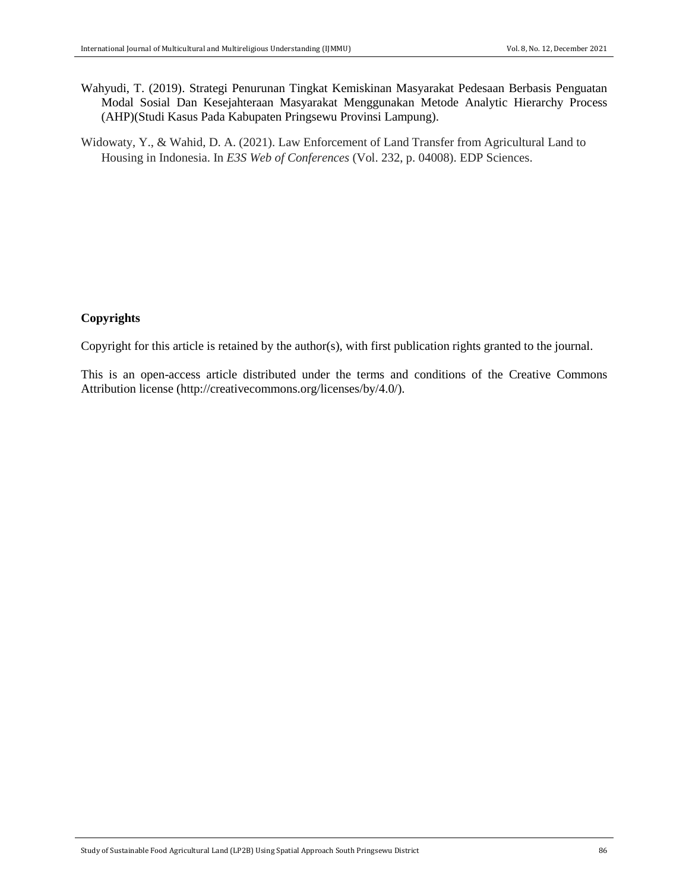Wahyudi, T. (2019). Strategi Penurunan Tingkat Kemiskinan Masyarakat Pedesaan Berbasis Penguatan Modal Sosial Dan Kesejahteraan Masyarakat Menggunakan Metode Analytic Hierarchy Process (AHP)(Studi Kasus Pada Kabupaten Pringsewu Provinsi Lampung).

Widowaty, Y., & Wahid, D. A. (2021). Law Enforcement of Land Transfer from Agricultural Land to Housing in Indonesia. In *E3S Web of Conferences* (Vol. 232, p. 04008). EDP Sciences.

**Copyrights**

Copyright for this article is retained by the author(s), with first publication rights granted to the journal.

This is an open-access article distributed under the terms and conditions of the Creative Commons Attribution license (http://creativecommons.org/licenses/by/4.0/).